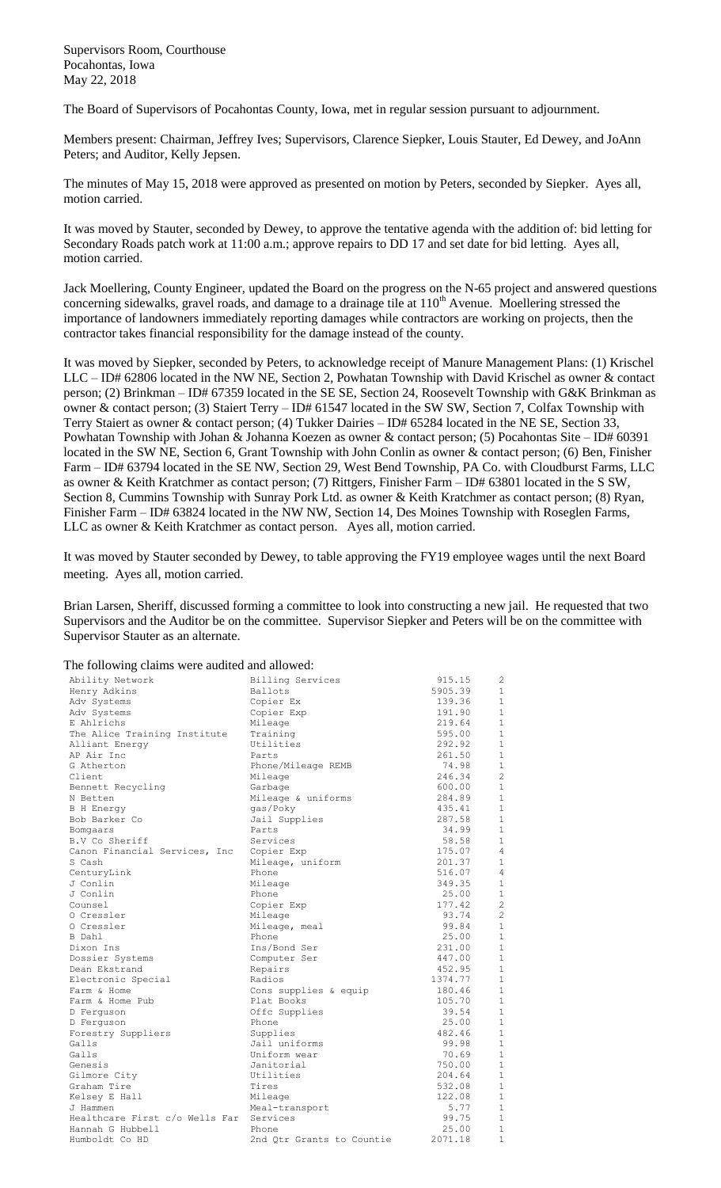Supervisors Room, Courthouse
Pocahontas, Iowa
May 22, 2018

The Board of Supervisors of Pocahontas County, Iowa, met in regular session pursuant to adjournment.

Members present: Chairman, Jeffrey Ives; Supervisors, Clarence Siepker, Louis Stauter, Ed Dewey, and JoAnn Peters; and Auditor, Kelly Jepsen.

The minutes of May 15, 2018 were approved as presented on motion by Peters, seconded by Siepker. Ayes all, motion carried.

It was moved by Stauter, seconded by Dewey, to approve the tentative agenda with the addition of: bid letting for Secondary Roads patch work at 11:00 a.m.; approve repairs to DD 17 and set date for bid letting. Ayes all, motion carried.

Jack Moellering, County Engineer, updated the Board on the progress on the N-65 project and answered questions concerning sidewalks, gravel roads, and damage to a drainage tile at 110th Avenue. Moellering stressed the importance of landowners immediately reporting damages while contractors are working on projects, then the contractor takes financial responsibility for the damage instead of the county.

It was moved by Siepker, seconded by Peters, to acknowledge receipt of Manure Management Plans: (1) Krischel LLC – ID# 62806 located in the NW NE, Section 2, Powhatan Township with David Krischel as owner & contact person; (2) Brinkman – ID# 67359 located in the SE SE, Section 24, Roosevelt Township with G&K Brinkman as owner & contact person; (3) Staiert Terry – ID# 61547 located in the SW SW, Section 7, Colfax Township with Terry Staiert as owner & contact person; (4) Tukker Dairies – ID# 65284 located in the NE SE, Section 33, Powhatan Township with Johan & Johanna Koezen as owner & contact person; (5) Pocahontas Site – ID# 60391 located in the SW NE, Section 6, Grant Township with John Conlin as owner & contact person; (6) Ben, Finisher Farm – ID# 63794 located in the SE NW, Section 29, West Bend Township, PA Co. with Cloudburst Farms, LLC as owner & Keith Kratchmer as contact person; (7) Rittgers, Finisher Farm – ID# 63801 located in the S SW, Section 8, Cummins Township with Sunray Pork Ltd. as owner & Keith Kratchmer as contact person; (8) Ryan, Finisher Farm – ID# 63824 located in the NW NW, Section 14, Des Moines Township with Roseglen Farms, LLC as owner & Keith Kratchmer as contact person. Ayes all, motion carried.

It was moved by Stauter seconded by Dewey, to table approving the FY19 employee wages until the next Board meeting. Ayes all, motion carried.

Brian Larsen, Sheriff, discussed forming a committee to look into constructing a new jail. He requested that two Supervisors and the Auditor be on the committee. Supervisor Siepker and Peters will be on the committee with Supervisor Stauter as an alternate.

The following claims were audited and allowed:

| | | | |
|---|---|---|---|
| Ability Network | Billing Services | 915.15 | 2 |
| Henry Adkins | Ballots | 5905.39 | 1 |
| Adv Systems | Copier Ex | 139.36 | 1 |
| Adv Systems | Copier Exp | 191.90 | 1 |
| E Ahlrichs | Mileage | 219.64 | 1 |
| The Alice Training Institute | Training | 595.00 | 1 |
| Alliant Energy | Utilities | 292.92 | 1 |
| AP Air Inc | Parts | 261.50 | 1 |
| G Atherton | Phone/Mileage REMB | 74.98 | 1 |
| Client | Mileage | 246.34 | 2 |
| Bennett Recycling | Garbage | 600.00 | 1 |
| N Betten | Mileage & uniforms | 284.89 | 1 |
| B H Energy | gas/Poky | 435.41 | 1 |
| Bob Barker Co | Jail Supplies | 287.58 | 1 |
| Bomgaars | Parts | 34.99 | 1 |
| B.V Co Sheriff | Services | 58.58 | 1 |
| Canon Financial Services, Inc | Copier Exp | 175.07 | 4 |
| S Cash | Mileage, uniform | 201.37 | 1 |
| CenturyLink | Phone | 516.07 | 4 |
| J Conlin | Mileage | 349.35 | 1 |
| J Conlin | Phone | 25.00 | 1 |
| Counsel | Copier Exp | 177.42 | 2 |
| O Cressler | Mileage | 93.74 | 2 |
| O Cressler | Mileage, meal | 99.84 | 1 |
| B Dahl | Phone | 25.00 | 1 |
| Dixon Ins | Ins/Bond Ser | 231.00 | 1 |
| Dossier Systems | Computer Ser | 447.00 | 1 |
| Dean Ekstrand | Repairs | 452.95 | 1 |
| Electronic Special | Radios | 1374.77 | 1 |
| Farm & Home | Cons supplies & equip | 180.46 | 1 |
| Farm & Home Pub | Plat Books | 105.70 | 1 |
| D Ferguson | Offc Supplies | 39.54 | 1 |
| D Ferguson | Phone | 25.00 | 1 |
| Forestry Suppliers | Supplies | 482.46 | 1 |
| Galls | Jail uniforms | 99.98 | 1 |
| Galls | Uniform wear | 70.69 | 1 |
| Genesis | Janitorial | 750.00 | 1 |
| Gilmore City | Utilities | 204.64 | 1 |
| Graham Tire | Tires | 532.08 | 1 |
| Kelsey E Hall | Mileage | 122.08 | 1 |
| J Hammen | Meal-transport | 5.77 | 1 |
| Healthcare First c/o Wells Far | Services | 99.75 | 1 |
| Hannah G Hubbell | Phone | 25.00 | 1 |
| Humboldt Co HD | 2nd Qtr Grants to Countie | 2071.18 | 1 |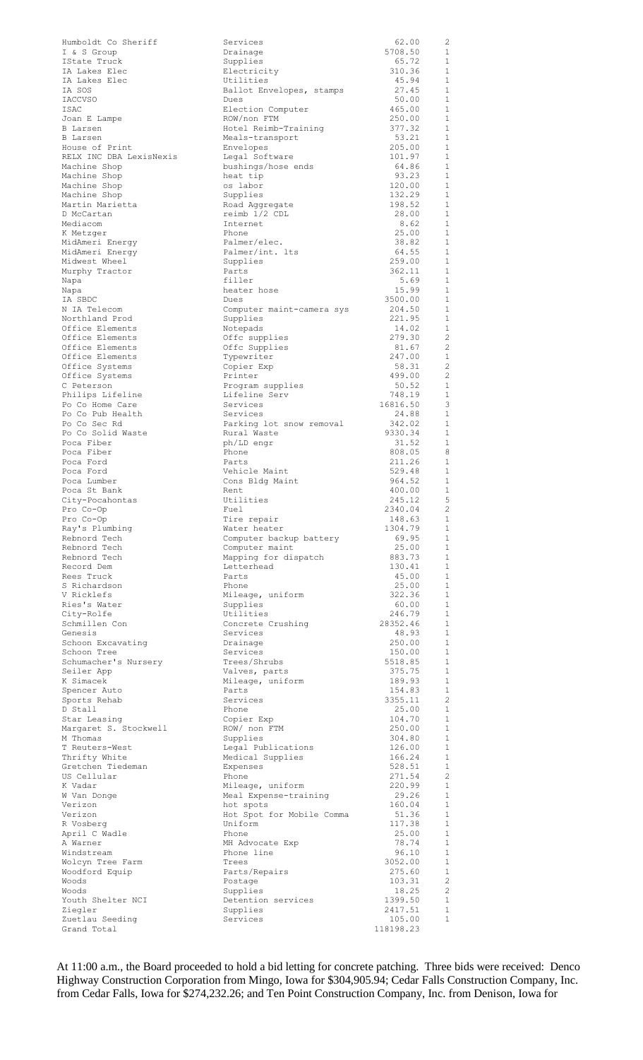| | | | |
|---|---|---|---|
| Humboldt Co Sheriff | Services | 62.00 | 2 |
| I & S Group | Drainage | 5708.50 | 1 |
| IState Truck | Supplies | 65.72 | 1 |
| IA Lakes Elec | Electricity | 310.36 | 1 |
| IA Lakes Elec | Utilities | 45.94 | 1 |
| IA SOS | Ballot Envelopes, stamps | 27.45 | 1 |
| IACCVSO | Dues | 50.00 | 1 |
| ISAC | Election Computer | 465.00 | 1 |
| Joan E Lampe | ROW/non FTM | 250.00 | 1 |
| B Larsen | Hotel Reimb-Training | 377.32 | 1 |
| B Larsen | Meals-transport | 53.21 | 1 |
| House of Print | Envelopes | 205.00 | 1 |
| RELX INC DBA LexisNexis | Legal Software | 101.97 | 1 |
| Machine Shop | bushings/hose ends | 64.86 | 1 |
| Machine Shop | heat tip | 93.23 | 1 |
| Machine Shop | os labor | 120.00 | 1 |
| Machine Shop | Supplies | 132.29 | 1 |
| Martin Marietta | Road Aggregate | 198.52 | 1 |
| D McCartan | reimb 1/2 CDL | 28.00 | 1 |
| Mediacom | Internet | 8.62 | 1 |
| K Metzger | Phone | 25.00 | 1 |
| MidAmeri Energy | Palmer/elec. | 38.82 | 1 |
| MidAmeri Energy | Palmer/int. lts | 64.55 | 1 |
| Midwest Wheel | Supplies | 259.00 | 1 |
| Murphy Tractor | Parts | 362.11 | 1 |
| Napa | filler | 5.69 | 1 |
| Napa | heater hose | 15.99 | 1 |
| IA SBDC | Dues | 3500.00 | 1 |
| N IA Telecom | Computer maint-camera sys | 204.50 | 1 |
| Northland Prod | Supplies | 221.95 | 1 |
| Office Elements | Notepads | 14.02 | 1 |
| Office Elements | Offc supplies | 279.30 | 2 |
| Office Elements | Offc Supplies | 81.67 | 2 |
| Office Elements | Typewriter | 247.00 | 1 |
| Office Systems | Copier Exp | 58.31 | 2 |
| Office Systems | Printer | 499.00 | 2 |
| C Peterson | Program supplies | 50.52 | 1 |
| Philips Lifeline | Lifeline Serv | 748.19 | 1 |
| Po Co Home Care | Services | 16816.50 | 3 |
| Po Co Pub Health | Services | 24.88 | 1 |
| Po Co Sec Rd | Parking lot snow removal | 342.02 | 1 |
| Po Co Solid Waste | Rural Waste | 9330.34 | 1 |
| Poca Fiber | ph/LD engr | 31.52 | 1 |
| Poca Fiber | Phone | 808.05 | 8 |
| Poca Ford | Parts | 211.26 | 1 |
| Poca Ford | Vehicle Maint | 529.48 | 1 |
| Poca Lumber | Cons Bldg Maint | 964.52 | 1 |
| Poca St Bank | Rent | 400.00 | 1 |
| City-Pocahontas | Utilities | 245.12 | 5 |
| Pro Co-Op | Fuel | 2340.04 | 2 |
| Pro Co-Op | Tire repair | 148.63 | 1 |
| Ray's Plumbing | Water heater | 1304.79 | 1 |
| Rebnord Tech | Computer backup battery | 69.95 | 1 |
| Rebnord Tech | Computer maint | 25.00 | 1 |
| Rebnord Tech | Mapping for dispatch | 883.73 | 1 |
| Record Dem | Letterhead | 130.41 | 1 |
| Rees Truck | Parts | 45.00 | 1 |
| S Richardson | Phone | 25.00 | 1 |
| V Ricklefs | Mileage, uniform | 322.36 | 1 |
| Ries's Water | Supplies | 60.00 | 1 |
| City-Rolfe | Utilities | 246.79 | 1 |
| Schmillen Con | Concrete Crushing | 28352.46 | 1 |
| Genesis | Services | 48.93 | 1 |
| Schoon Excavating | Drainage | 250.00 | 1 |
| Schoon Tree | Services | 150.00 | 1 |
| Schumacher's Nursery | Trees/Shrubs | 5518.85 | 1 |
| Seiler App | Valves, parts | 375.75 | 1 |
| K Simacek | Mileage, uniform | 189.93 | 1 |
| Spencer Auto | Parts | 154.83 | 1 |
| Sports Rehab | Services | 3355.11 | 2 |
| D Stall | Phone | 25.00 | 1 |
| Star Leasing | Copier Exp | 104.70 | 1 |
| Margaret S. Stockwell | ROW/ non FTM | 250.00 | 1 |
| M Thomas | Supplies | 304.80 | 1 |
| T Reuters-West | Legal Publications | 126.00 | 1 |
| Thrifty White | Medical Supplies | 166.24 | 1 |
| Gretchen Tiedeman | Expenses | 528.51 | 1 |
| US Cellular | Phone | 271.54 | 2 |
| K Vadar | Mileage, uniform | 220.99 | 1 |
| W Van Donge | Meal Expense-training | 29.26 | 1 |
| Verizon | hot spots | 160.04 | 1 |
| Verizon | Hot Spot for Mobile Comma | 51.36 | 1 |
| R Vosberg | Uniform | 117.38 | 1 |
| April C Wadle | Phone | 25.00 | 1 |
| A Warner | MH Advocate Exp | 78.74 | 1 |
| Windstream | Phone line | 96.10 | 1 |
| Wolcyn Tree Farm | Trees | 3052.00 | 1 |
| Woodford Equip | Parts/Repairs | 275.60 | 1 |
| Woods | Postage | 103.31 | 2 |
| Woods | Supplies | 18.25 | 2 |
| Youth Shelter NCI | Detention services | 1399.50 | 1 |
| Ziegler | Supplies | 2417.51 | 1 |
| Zuetlau Seeding | Services | 105.00 | 1 |
| Grand Total | | 118198.23 | |

At 11:00 a.m., the Board proceeded to hold a bid letting for concrete patching. Three bids were received: Denco Highway Construction Corporation from Mingo, Iowa for $304,905.94; Cedar Falls Construction Company, Inc. from Cedar Falls, Iowa for $274,232.26; and Ten Point Construction Company, Inc. from Denison, Iowa for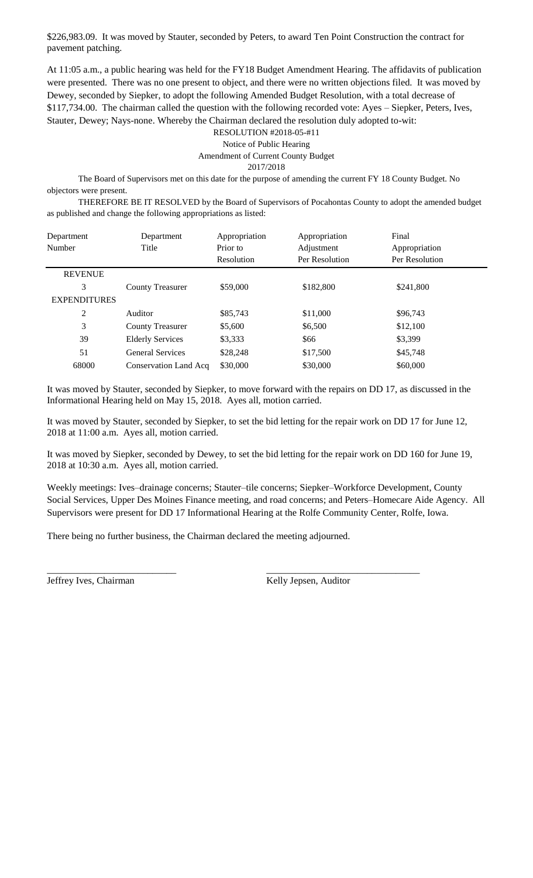$226,983.09. It was moved by Stauter, seconded by Peters, to award Ten Point Construction the contract for pavement patching.

At 11:05 a.m., a public hearing was held for the FY18 Budget Amendment Hearing. The affidavits of publication were presented. There was no one present to object, and there were no written objections filed. It was moved by Dewey, seconded by Siepker, to adopt the following Amended Budget Resolution, with a total decrease of $117,734.00. The chairman called the question with the following recorded vote: Ayes – Siepker, Peters, Ives, Stauter, Dewey; Nays-none. Whereby the Chairman declared the resolution duly adopted to-wit:

RESOLUTION #2018-05-#11

Notice of Public Hearing

Amendment of Current County Budget

2017/2018

The Board of Supervisors met on this date for the purpose of amending the current FY 18 County Budget. No objectors were present.

THEREFORE BE IT RESOLVED by the Board of Supervisors of Pocahontas County to adopt the amended budget as published and change the following appropriations as listed:

| Department Number | Department Title | Appropriation Prior to Resolution | Appropriation Adjustment Per Resolution | Final Appropriation Per Resolution |
|---|---|---|---|---|
| REVENUE | | | | |
| 3 | County Treasurer | $59,000 | $182,800 | $241,800 |
| EXPENDITURES | | | | |
| 2 | Auditor | $85,743 | $11,000 | $96,743 |
| 3 | County Treasurer | $5,600 | $6,500 | $12,100 |
| 39 | Elderly Services | $3,333 | $66 | $3,399 |
| 51 | General Services | $28,248 | $17,500 | $45,748 |
| 68000 | Conservation Land Acq | $30,000 | $30,000 | $60,000 |

It was moved by Stauter, seconded by Siepker, to move forward with the repairs on DD 17, as discussed in the Informational Hearing held on May 15, 2018. Ayes all, motion carried.

It was moved by Stauter, seconded by Siepker, to set the bid letting for the repair work on DD 17 for June 12, 2018 at 11:00 a.m. Ayes all, motion carried.

It was moved by Siepker, seconded by Dewey, to set the bid letting for the repair work on DD 160 for June 19, 2018 at 10:30 a.m. Ayes all, motion carried.

Weekly meetings: Ives–drainage concerns; Stauter–tile concerns; Siepker–Workforce Development, County Social Services, Upper Des Moines Finance meeting, and road concerns; and Peters–Homecare Aide Agency. All Supervisors were present for DD 17 Informational Hearing at the Rolfe Community Center, Rolfe, Iowa.

There being no further business, the Chairman declared the meeting adjourned.

\_\_\_\_\_\_\_\_\_\_\_\_\_\_\_\_\_\_\_\_\_\_\_\_\_\_\_ \_\_\_\_\_\_\_\_\_\_\_\_\_\_\_\_\_\_\_\_\_\_\_\_\_\_\_\_\_\_\_\_

Jeffrey Ives, Chairman Kelly Jepsen, Auditor